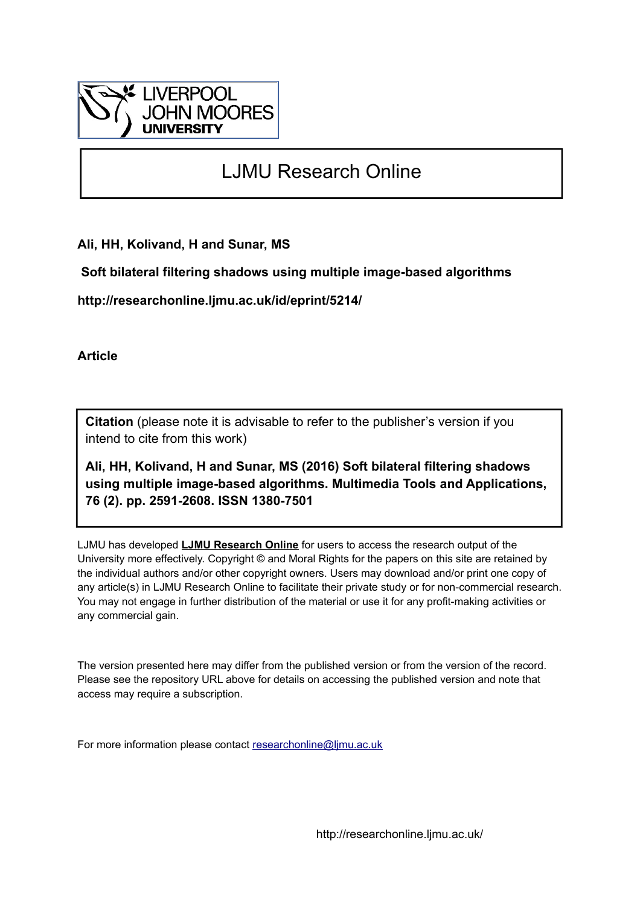LIVERPOOL JOHN MOORES UNIVERSITY

# LJMU Research Online

**Ali, HH, Kolivand, H and Sunar, MS**

**Soft bilateral filtering shadows using multiple image-based algorithms**

**http://researchonline.ljmu.ac.uk/id/eprint/5214/**

**Article**

**Citation** (please note it is advisable to refer to the publisher's version if you intend to cite from this work)

**Ali, HH, Kolivand, H and Sunar, MS (2016) Soft bilateral filtering shadows using multiple image-based algorithms. Multimedia Tools and Applications, 76 (2). pp. 2591-2608. ISSN 1380-7501**

LJMU has developed **LJMU Research Online** for users to access the research output of the University more effectively. Copyright © and Moral Rights for the papers on this site are retained by the individual authors and/or other copyright owners. Users may download and/or print one copy of any article(s) in LJMU Research Online to facilitate their private study or for non-commercial research. You may not engage in further distribution of the material or use it for any profit-making activities or any commercial gain.

The version presented here may differ from the published version or from the version of the record. Please see the repository URL above for details on accessing the published version and note that access may require a subscription.

For more information please contact researchonline@ljmu.ac.uk

http://researchonline.ljmu.ac.uk/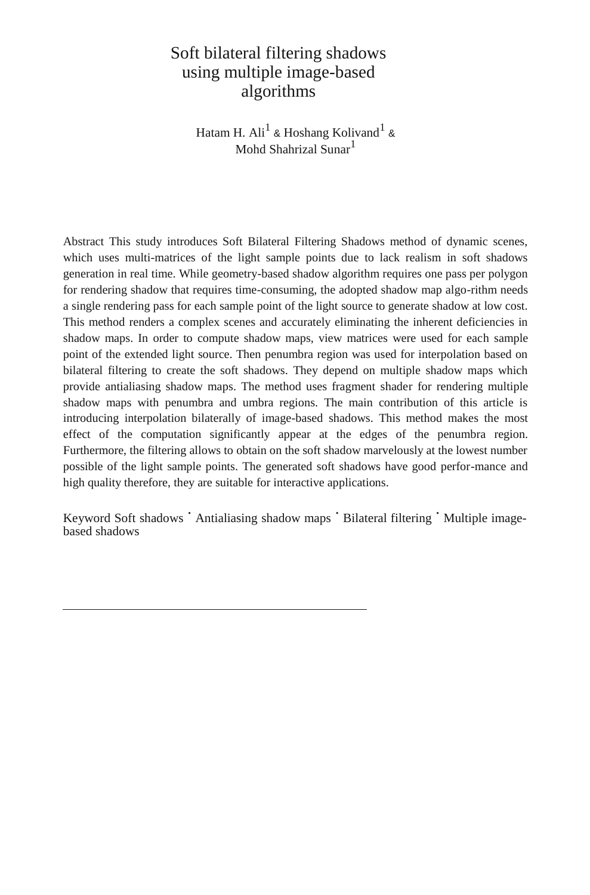# Soft bilateral filtering shadows using multiple image-based algorithms

Hatam H. Ali[1] & Hoshang Kolivand[1] & Mohd Shahrizal Sunar[1]

Abstract This study introduces Soft Bilateral Filtering Shadows method of dynamic scenes, which uses multi-matrices of the light sample points due to lack realism in soft shadows generation in real time. While geometry-based shadow algorithm requires one pass per polygon for rendering shadow that requires time-consuming, the adopted shadow map algo-rithm needs a single rendering pass for each sample point of the light source to generate shadow at low cost. This method renders a complex scenes and accurately eliminating the inherent deficiencies in shadow maps. In order to compute shadow maps, view matrices were used for each sample point of the extended light source. Then penumbra region was used for interpolation based on bilateral filtering to create the soft shadows. They depend on multiple shadow maps which provide antialiasing shadow maps. The method uses fragment shader for rendering multiple shadow maps with penumbra and umbra regions. The main contribution of this article is introducing interpolation bilaterally of image-based shadows. This method makes the most effect of the computation significantly appear at the edges of the penumbra region. Furthermore, the filtering allows to obtain on the soft shadow marvelously at the lowest number possible of the light sample points. The generated soft shadows have good perfor-mance and high quality therefore, they are suitable for interactive applications.

Keyword Soft shadows · Antialiasing shadow maps · Bilateral filtering · Multiple image-based shadows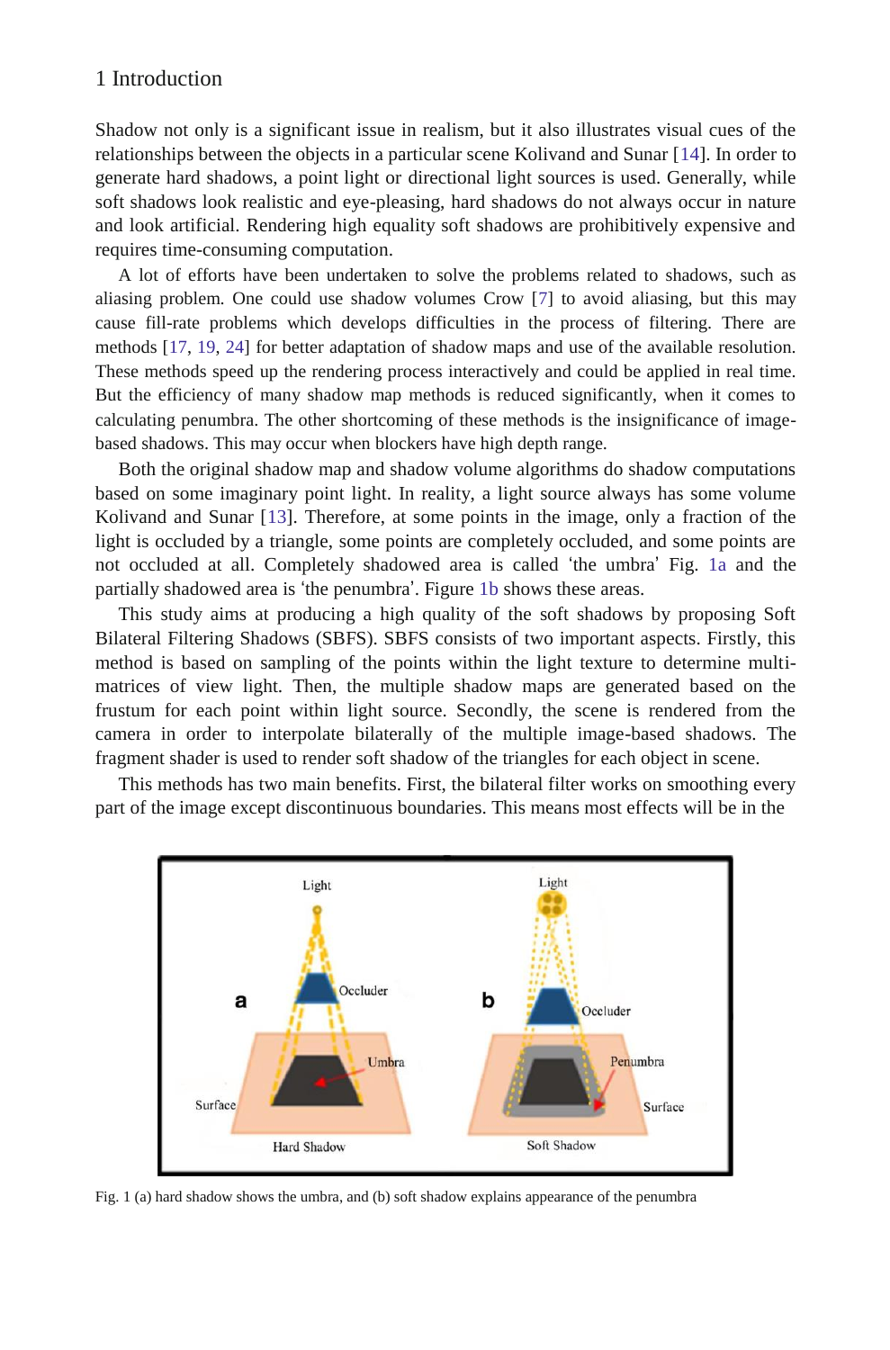## 1 Introduction

Shadow not only is a significant issue in realism, but it also illustrates visual cues of the relationships between the objects in a particular scene Kolivand and Sunar [14]. In order to generate hard shadows, a point light or directional light sources is used. Generally, while soft shadows look realistic and eye-pleasing, hard shadows do not always occur in nature and look artificial. Rendering high equality soft shadows are prohibitively expensive and requires time-consuming computation.

A lot of efforts have been undertaken to solve the problems related to shadows, such as aliasing problem. One could use shadow volumes Crow [7] to avoid aliasing, but this may cause fill-rate problems which develops difficulties in the process of filtering. There are methods [17, 19, 24] for better adaptation of shadow maps and use of the available resolution. These methods speed up the rendering process interactively and could be applied in real time. But the efficiency of many shadow map methods is reduced significantly, when it comes to calculating penumbra. The other shortcoming of these methods is the insignificance of image-based shadows. This may occur when blockers have high depth range.

Both the original shadow map and shadow volume algorithms do shadow computations based on some imaginary point light. In reality, a light source always has some volume Kolivand and Sunar [13]. Therefore, at some points in the image, only a fraction of the light is occluded by a triangle, some points are completely occluded, and some points are not occluded at all. Completely shadowed area is called 'the umbra' Fig. 1a and the partially shadowed area is 'the penumbra'. Figure 1b shows these areas.

This study aims at producing a high quality of the soft shadows by proposing Soft Bilateral Filtering Shadows (SBFS). SBFS consists of two important aspects. Firstly, this method is based on sampling of the points within the light texture to determine multi-matrices of view light. Then, the multiple shadow maps are generated based on the frustum for each point within light source. Secondly, the scene is rendered from the camera in order to interpolate bilaterally of the multiple image-based shadows. The fragment shader is used to render soft shadow of the triangles for each object in scene.

This methods has two main benefits. First, the bilateral filter works on smoothing every part of the image except discontinuous boundaries. This means most effects will be in the

Fig. 1 (a) hard shadow shows the umbra, and (b) soft shadow explains appearance of the penumbra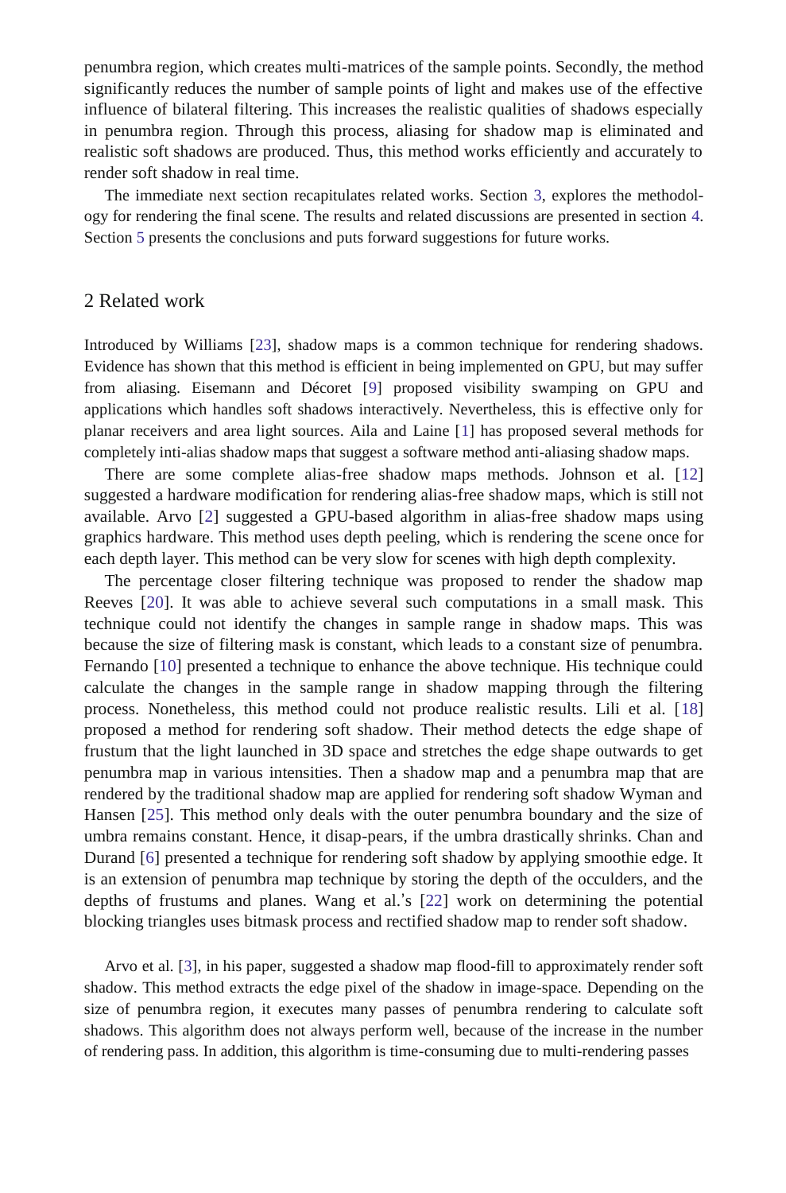penumbra region, which creates multi-matrices of the sample points. Secondly, the method significantly reduces the number of sample points of light and makes use of the effective influence of bilateral filtering. This increases the realistic qualities of shadows especially in penumbra region. Through this process, aliasing for shadow map is eliminated and realistic soft shadows are produced. Thus, this method works efficiently and accurately to render soft shadow in real time.

The immediate next section recapitulates related works. Section 3, explores the methodology for rendering the final scene. The results and related discussions are presented in section 4. Section 5 presents the conclusions and puts forward suggestions for future works.

## 2 Related work

Introduced by Williams [23], shadow maps is a common technique for rendering shadows. Evidence has shown that this method is efficient in being implemented on GPU, but may suffer from aliasing. Eisemann and Décoret [9] proposed visibility swamping on GPU and applications which handles soft shadows interactively. Nevertheless, this is effective only for planar receivers and area light sources. Aila and Laine [1] has proposed several methods for completely inti-alias shadow maps that suggest a software method anti-aliasing shadow maps.

There are some complete alias-free shadow maps methods. Johnson et al. [12] suggested a hardware modification for rendering alias-free shadow maps, which is still not available. Arvo [2] suggested a GPU-based algorithm in alias-free shadow maps using graphics hardware. This method uses depth peeling, which is rendering the scene once for each depth layer. This method can be very slow for scenes with high depth complexity.

The percentage closer filtering technique was proposed to render the shadow map Reeves [20]. It was able to achieve several such computations in a small mask. This technique could not identify the changes in sample range in shadow maps. This was because the size of filtering mask is constant, which leads to a constant size of penumbra. Fernando [10] presented a technique to enhance the above technique. His technique could calculate the changes in the sample range in shadow mapping through the filtering process. Nonetheless, this method could not produce realistic results. Lili et al. [18] proposed a method for rendering soft shadow. Their method detects the edge shape of frustum that the light launched in 3D space and stretches the edge shape outwards to get penumbra map in various intensities. Then a shadow map and a penumbra map that are rendered by the traditional shadow map are applied for rendering soft shadow Wyman and Hansen [25]. This method only deals with the outer penumbra boundary and the size of umbra remains constant. Hence, it disap-pears, if the umbra drastically shrinks. Chan and Durand [6] presented a technique for rendering soft shadow by applying smoothie edge. It is an extension of penumbra map technique by storing the depth of the occulders, and the depths of frustums and planes. Wang et al.'s [22] work on determining the potential blocking triangles uses bitmask process and rectified shadow map to render soft shadow.

Arvo et al. [3], in his paper, suggested a shadow map flood-fill to approximately render soft shadow. This method extracts the edge pixel of the shadow in image-space. Depending on the size of penumbra region, it executes many passes of penumbra rendering to calculate soft shadows. This algorithm does not always perform well, because of the increase in the number of rendering pass. In addition, this algorithm is time-consuming due to multi-rendering passes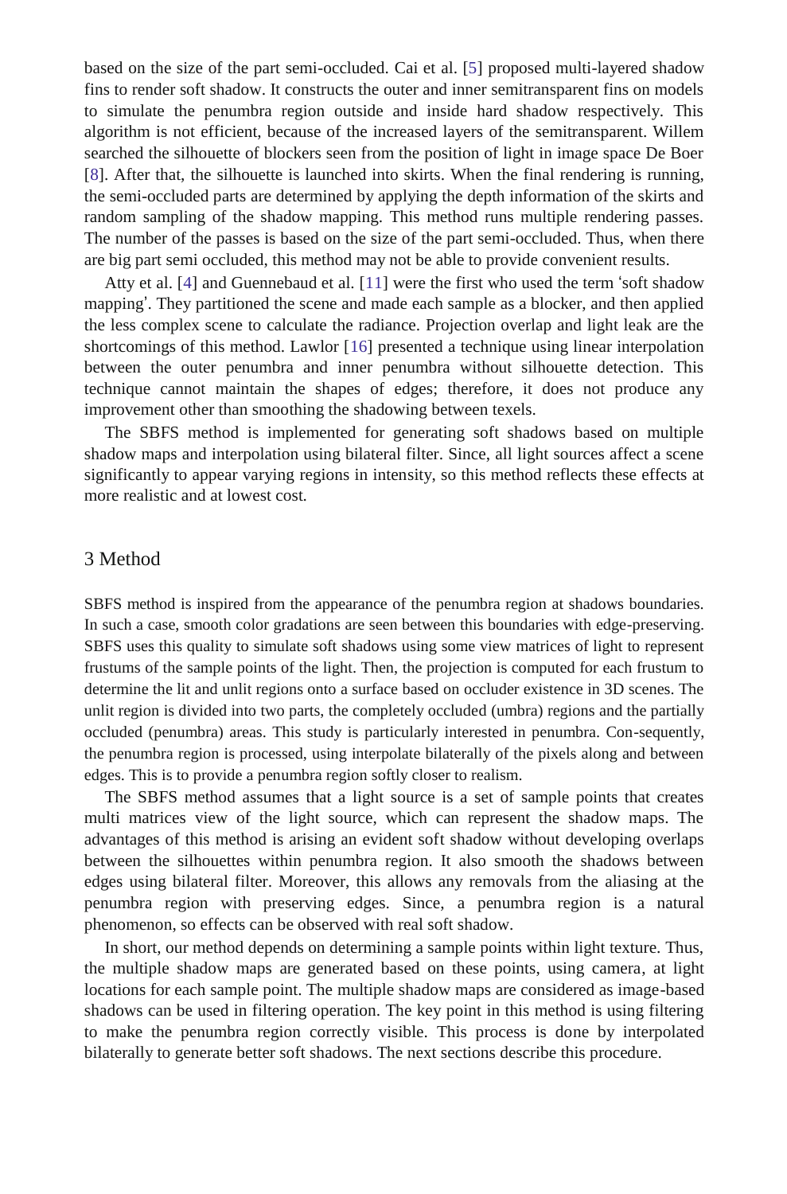based on the size of the part semi-occluded. Cai et al. [5] proposed multi-layered shadow fins to render soft shadow. It constructs the outer and inner semitransparent fins on models to simulate the penumbra region outside and inside hard shadow respectively. This algorithm is not efficient, because of the increased layers of the semitransparent. Willem searched the silhouette of blockers seen from the position of light in image space De Boer [8]. After that, the silhouette is launched into skirts. When the final rendering is running, the semi-occluded parts are determined by applying the depth information of the skirts and random sampling of the shadow mapping. This method runs multiple rendering passes. The number of the passes is based on the size of the part semi-occluded. Thus, when there are big part semi occluded, this method may not be able to provide convenient results.

Atty et al. [4] and Guennebaud et al. [11] were the first who used the term 'soft shadow mapping'. They partitioned the scene and made each sample as a blocker, and then applied the less complex scene to calculate the radiance. Projection overlap and light leak are the shortcomings of this method. Lawlor [16] presented a technique using linear interpolation between the outer penumbra and inner penumbra without silhouette detection. This technique cannot maintain the shapes of edges; therefore, it does not produce any improvement other than smoothing the shadowing between texels.

The SBFS method is implemented for generating soft shadows based on multiple shadow maps and interpolation using bilateral filter. Since, all light sources affect a scene significantly to appear varying regions in intensity, so this method reflects these effects at more realistic and at lowest cost.

## 3 Method

SBFS method is inspired from the appearance of the penumbra region at shadows boundaries. In such a case, smooth color gradations are seen between this boundaries with edge-preserving. SBFS uses this quality to simulate soft shadows using some view matrices of light to represent frustums of the sample points of the light. Then, the projection is computed for each frustum to determine the lit and unlit regions onto a surface based on occluder existence in 3D scenes. The unlit region is divided into two parts, the completely occluded (umbra) regions and the partially occluded (penumbra) areas. This study is particularly interested in penumbra. Con-sequently, the penumbra region is processed, using interpolate bilaterally of the pixels along and between edges. This is to provide a penumbra region softly closer to realism.

The SBFS method assumes that a light source is a set of sample points that creates multi matrices view of the light source, which can represent the shadow maps. The advantages of this method is arising an evident soft shadow without developing overlaps between the silhouettes within penumbra region. It also smooth the shadows between edges using bilateral filter. Moreover, this allows any removals from the aliasing at the penumbra region with preserving edges. Since, a penumbra region is a natural phenomenon, so effects can be observed with real soft shadow.

In short, our method depends on determining a sample points within light texture. Thus, the multiple shadow maps are generated based on these points, using camera, at light locations for each sample point. The multiple shadow maps are considered as image-based shadows can be used in filtering operation. The key point in this method is using filtering to make the penumbra region correctly visible. This process is done by interpolated bilaterally to generate better soft shadows. The next sections describe this procedure.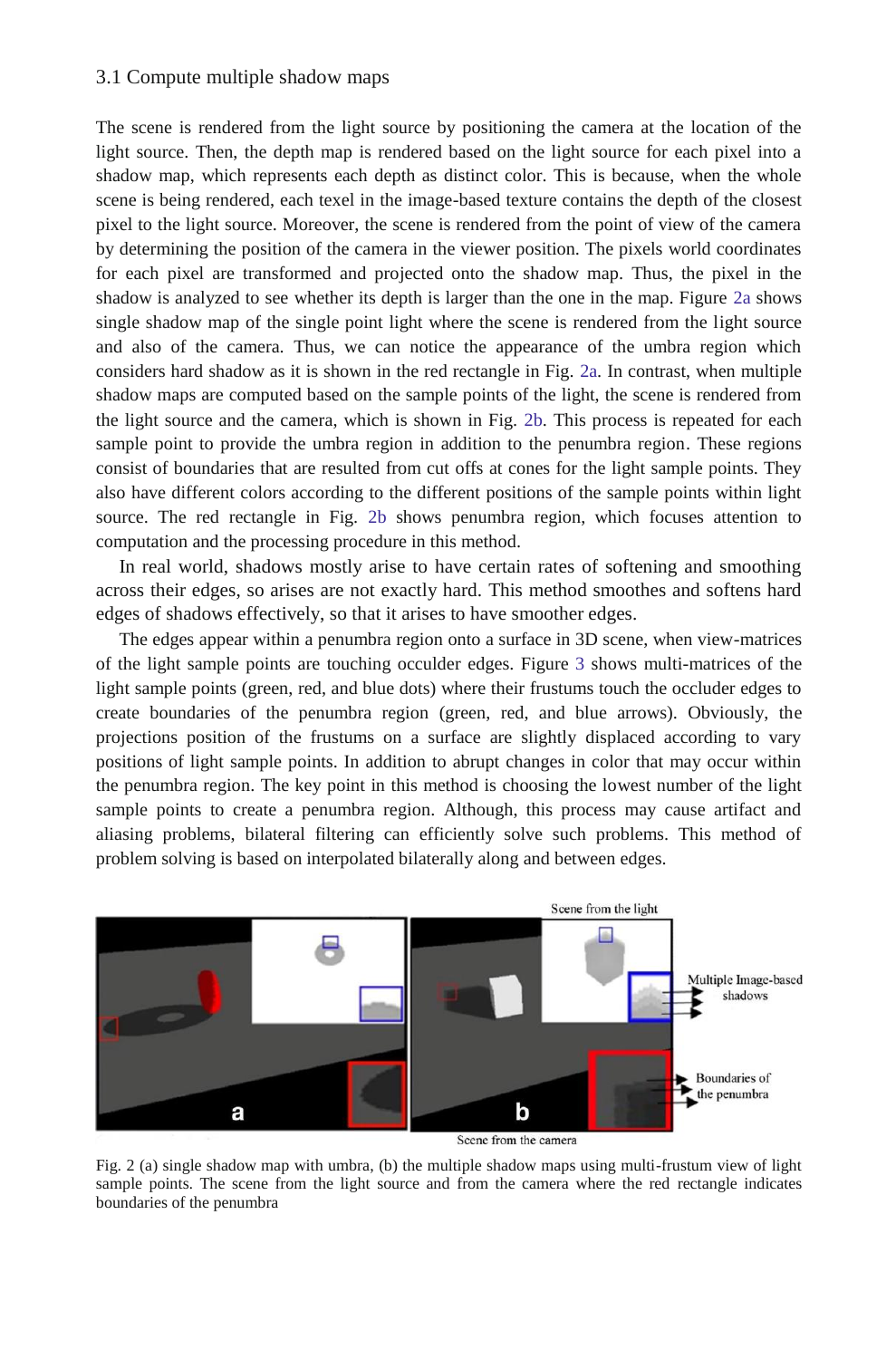### 3.1 Compute multiple shadow maps

The scene is rendered from the light source by positioning the camera at the location of the light source. Then, the depth map is rendered based on the light source for each pixel into a shadow map, which represents each depth as distinct color. This is because, when the whole scene is being rendered, each texel in the image-based texture contains the depth of the closest pixel to the light source. Moreover, the scene is rendered from the point of view of the camera by determining the position of the camera in the viewer position. The pixels world coordinates for each pixel are transformed and projected onto the shadow map. Thus, the pixel in the shadow is analyzed to see whether its depth is larger than the one in the map. Figure 2a shows single shadow map of the single point light where the scene is rendered from the light source and also of the camera. Thus, we can notice the appearance of the umbra region which considers hard shadow as it is shown in the red rectangle in Fig. 2a. In contrast, when multiple shadow maps are computed based on the sample points of the light, the scene is rendered from the light source and the camera, which is shown in Fig. 2b. This process is repeated for each sample point to provide the umbra region in addition to the penumbra region. These regions consist of boundaries that are resulted from cut offs at cones for the light sample points. They also have different colors according to the different positions of the sample points within light source. The red rectangle in Fig. 2b shows penumbra region, which focuses attention to computation and the processing procedure in this method.

In real world, shadows mostly arise to have certain rates of softening and smoothing across their edges, so arises are not exactly hard. This method smoothes and softens hard edges of shadows effectively, so that it arises to have smoother edges.

The edges appear within a penumbra region onto a surface in 3D scene, when view-matrices of the light sample points are touching occluder edges. Figure 3 shows multi-matrices of the light sample points (green, red, and blue dots) where their frustums touch the occluder edges to create boundaries of the penumbra region (green, red, and blue arrows). Obviously, the projections position of the frustums on a surface are slightly displaced according to vary positions of light sample points. In addition to abrupt changes in color that may occur within the penumbra region. The key point in this method is choosing the lowest number of the light sample points to create a penumbra region. Although, this process may cause artifact and aliasing problems, bilateral filtering can efficiently solve such problems. This method of problem solving is based on interpolated bilaterally along and between edges.

Fig. 2 (a) single shadow map with umbra, (b) the multiple shadow maps using multi-frustum view of light sample points. The scene from the light source and from the camera where the red rectangle indicates boundaries of the penumbra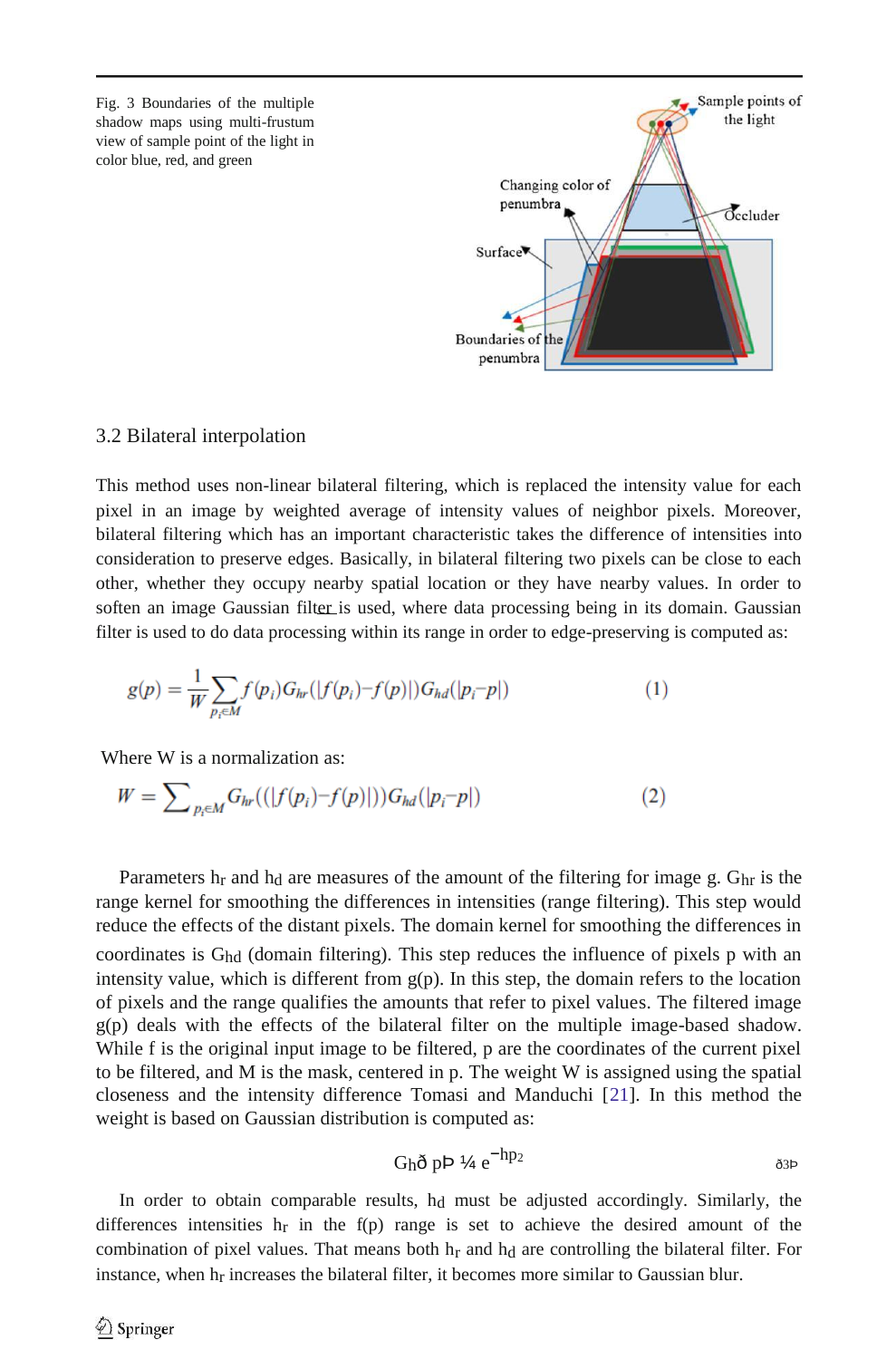Fig. 3 Boundaries of the multiple shadow maps using multi-frustum view of sample point of the light in color blue, red, and green

### 3.2 Bilateral interpolation

This method uses non-linear bilateral filtering, which is replaced the intensity value for each pixel in an image by weighted average of intensity values of neighbor pixels. Moreover, bilateral filtering which has an important characteristic takes the difference of intensities into consideration to preserve edges. Basically, in bilateral filtering two pixels can be close to each other, whether they occupy nearby spatial location or they have nearby values. In order to soften an image Gaussian filter is used, where data processing being in its domain. Gaussian filter is used to do data processing within its range in order to edge-preserving is computed as:

$$g(p) = \frac{1}{W}\sum_{p_i \in M} f(p_i) G_{hr}(|f(p_i) - f(p)|) G_{hd}(|p_i - p|) \tag{1}$$

Where W is a normalization as:

$$W = \sum\nolimits_{p_i \in M} G_{hr}((|f(p_i) - f(p)|)) G_{hd}(|p_i - p|) \tag{2}$$

Parameters $h_r$ and $h_d$ are measures of the amount of the filtering for image g. $G_{hr}$ is the range kernel for smoothing the differences in intensities (range filtering). This step would reduce the effects of the distant pixels. The domain kernel for smoothing the differences in coordinates is $G_{hd}$ (domain filtering). This step reduces the influence of pixels p with an intensity value, which is different from g(p). In this step, the domain refers to the location of pixels and the range qualifies the amounts that refer to pixel values. The filtered image g(p) deals with the effects of the bilateral filter on the multiple image-based shadow. While f is the original input image to be filtered, p are the coordinates of the current pixel to be filtered, and M is the mask, centered in p. The weight W is assigned using the spatial closeness and the intensity difference Tomasi and Manduchi [21]. In this method the weight is based on Gaussian distribution is computed as:

$$G_h(p) = e^{-hp^2} \tag{3}$$

In order to obtain comparable results, $h_d$ must be adjusted accordingly. Similarly, the differences intensities $h_r$ in the f(p) range is set to achieve the desired amount of the combination of pixel values. That means both $h_r$ and $h_d$ are controlling the bilateral filter. For instance, when $h_r$ increases the bilateral filter, it becomes more similar to Gaussian blur.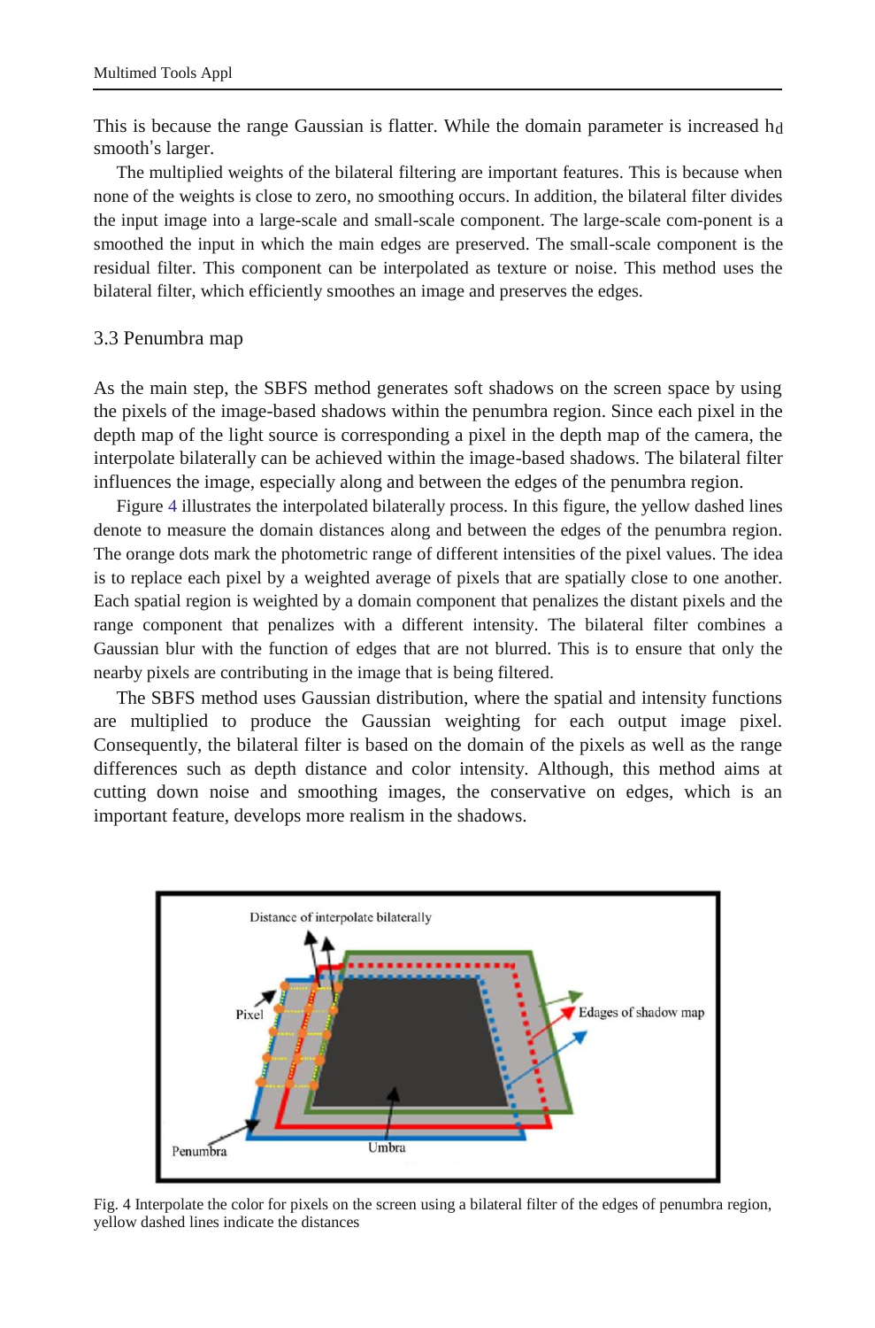This is because the range Gaussian is flatter. While the domain parameter is increased $h_d$ smooth's larger.

The multiplied weights of the bilateral filtering are important features. This is because when none of the weights is close to zero, no smoothing occurs. In addition, the bilateral filter divides the input image into a large-scale and small-scale component. The large-scale com-ponent is a smoothed the input in which the main edges are preserved. The small-scale component is the residual filter. This component can be interpolated as texture or noise. This method uses the bilateral filter, which efficiently smoothes an image and preserves the edges.

### 3.3 Penumbra map

As the main step, the SBFS method generates soft shadows on the screen space by using the pixels of the image-based shadows within the penumbra region. Since each pixel in the depth map of the light source is corresponding a pixel in the depth map of the camera, the interpolate bilaterally can be achieved within the image-based shadows. The bilateral filter influences the image, especially along and between the edges of the penumbra region.

Figure 4 illustrates the interpolated bilaterally process. In this figure, the yellow dashed lines denote to measure the domain distances along and between the edges of the penumbra region. The orange dots mark the photometric range of different intensities of the pixel values. The idea is to replace each pixel by a weighted average of pixels that are spatially close to one another. Each spatial region is weighted by a domain component that penalizes the distant pixels and the range component that penalizes with a different intensity. The bilateral filter combines a Gaussian blur with the function of edges that are not blurred. This is to ensure that only the nearby pixels are contributing in the image that is being filtered.

The SBFS method uses Gaussian distribution, where the spatial and intensity functions are multiplied to produce the Gaussian weighting for each output image pixel. Consequently, the bilateral filter is based on the domain of the pixels as well as the range differences such as depth distance and color intensity. Although, this method aims at cutting down noise and smoothing images, the conservative on edges, which is an important feature, develops more realism in the shadows.

Distance of interpolate bilaterally

Pixel

Edges of shadow map

Penumbra

Umbra

Fig. 4 Interpolate the color for pixels on the screen using a bilateral filter of the edges of penumbra region, yellow dashed lines indicate the distances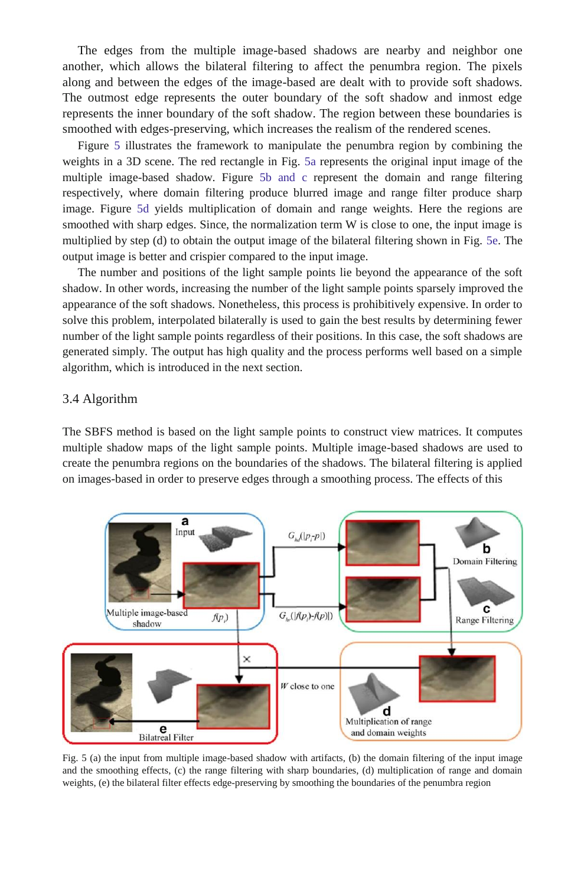The edges from the multiple image-based shadows are nearby and neighbor one another, which allows the bilateral filtering to affect the penumbra region. The pixels along and between the edges of the image-based are dealt with to provide soft shadows. The outmost edge represents the outer boundary of the soft shadow and inmost edge represents the inner boundary of the soft shadow. The region between these boundaries is smoothed with edges-preserving, which increases the realism of the rendered scenes.

Figure 5 illustrates the framework to manipulate the penumbra region by combining the weights in a 3D scene. The red rectangle in Fig. 5a represents the original input image of the multiple image-based shadow. Figure 5b and c represent the domain and range filtering respectively, where domain filtering produce blurred image and range filter produce sharp image. Figure 5d yields multiplication of domain and range weights. Here the regions are smoothed with sharp edges. Since, the normalization term W is close to one, the input image is multiplied by step (d) to obtain the output image of the bilateral filtering shown in Fig. 5e. The output image is better and crispier compared to the input image.

The number and positions of the light sample points lie beyond the appearance of the soft shadow. In other words, increasing the number of the light sample points sparsely improved the appearance of the soft shadows. Nonetheless, this process is prohibitively expensive. In order to solve this problem, interpolated bilaterally is used to gain the best results by determining fewer number of the light sample points regardless of their positions. In this case, the soft shadows are generated simply. The output has high quality and the process performs well based on a simple algorithm, which is introduced in the next section.

## 3.4 Algorithm

The SBFS method is based on the light sample points to construct view matrices. It computes multiple shadow maps of the light sample points. Multiple image-based shadows are used to create the penumbra regions on the boundaries of the shadows. The bilateral filtering is applied on images-based in order to preserve edges through a smoothing process. The effects of this

Fig. 5 (a) the input from multiple image-based shadow with artifacts, (b) the domain filtering of the input image and the smoothing effects, (c) the range filtering with sharp boundaries, (d) multiplication of range and domain weights, (e) the bilateral filter effects edge-preserving by smoothing the boundaries of the penumbra region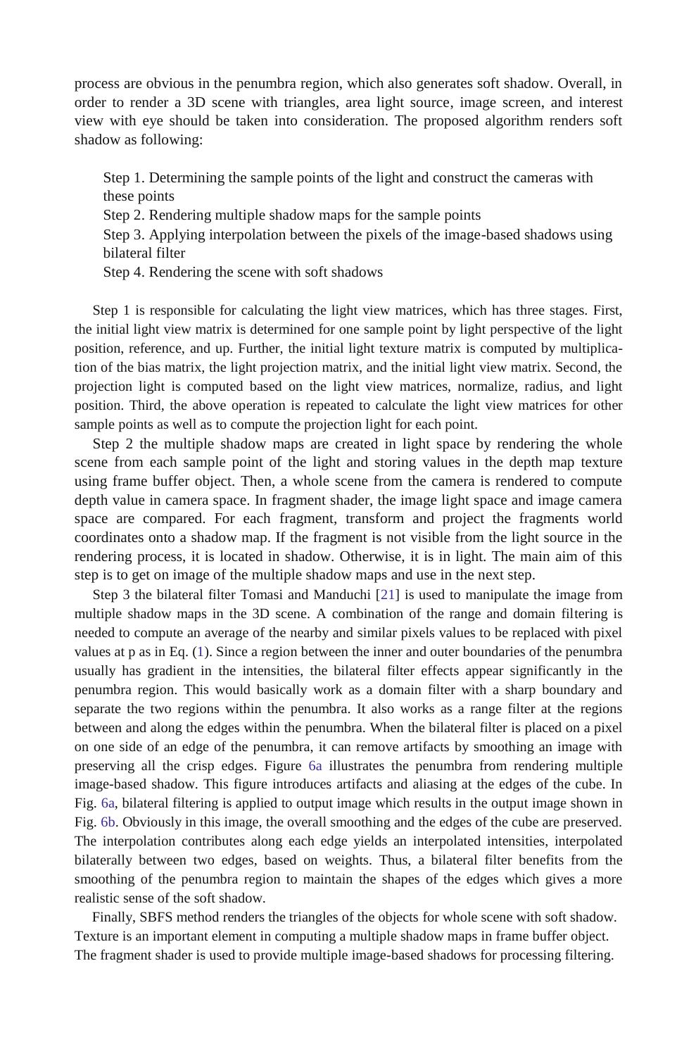process are obvious in the penumbra region, which also generates soft shadow. Overall, in order to render a 3D scene with triangles, area light source, image screen, and interest view with eye should be taken into consideration. The proposed algorithm renders soft shadow as following:

Step 1. Determining the sample points of the light and construct the cameras with these points
Step 2. Rendering multiple shadow maps for the sample points
Step 3. Applying interpolation between the pixels of the image-based shadows using bilateral filter
Step 4. Rendering the scene with soft shadows

Step 1 is responsible for calculating the light view matrices, which has three stages. First, the initial light view matrix is determined for one sample point by light perspective of the light position, reference, and up. Further, the initial light texture matrix is computed by multiplication of the bias matrix, the light projection matrix, and the initial light view matrix. Second, the projection light is computed based on the light view matrices, normalize, radius, and light position. Third, the above operation is repeated to calculate the light view matrices for other sample points as well as to compute the projection light for each point.

Step 2 the multiple shadow maps are created in light space by rendering the whole scene from each sample point of the light and storing values in the depth map texture using frame buffer object. Then, a whole scene from the camera is rendered to compute depth value in camera space. In fragment shader, the image light space and image camera space are compared. For each fragment, transform and project the fragments world coordinates onto a shadow map. If the fragment is not visible from the light source in the rendering process, it is located in shadow. Otherwise, it is in light. The main aim of this step is to get on image of the multiple shadow maps and use in the next step.

Step 3 the bilateral filter Tomasi and Manduchi [21] is used to manipulate the image from multiple shadow maps in the 3D scene. A combination of the range and domain filtering is needed to compute an average of the nearby and similar pixels values to be replaced with pixel values at p as in Eq. (1). Since a region between the inner and outer boundaries of the penumbra usually has gradient in the intensities, the bilateral filter effects appear significantly in the penumbra region. This would basically work as a domain filter with a sharp boundary and separate the two regions within the penumbra. It also works as a range filter at the regions between and along the edges within the penumbra. When the bilateral filter is placed on a pixel on one side of an edge of the penumbra, it can remove artifacts by smoothing an image with preserving all the crisp edges. Figure 6a illustrates the penumbra from rendering multiple image-based shadow. This figure introduces artifacts and aliasing at the edges of the cube. In Fig. 6a, bilateral filtering is applied to output image which results in the output image shown in Fig. 6b. Obviously in this image, the overall smoothing and the edges of the cube are preserved. The interpolation contributes along each edge yields an interpolated intensities, interpolated bilaterally between two edges, based on weights. Thus, a bilateral filter benefits from the smoothing of the penumbra region to maintain the shapes of the edges which gives a more realistic sense of the soft shadow.

Finally, SBFS method renders the triangles of the objects for whole scene with soft shadow. Texture is an important element in computing a multiple shadow maps in frame buffer object. The fragment shader is used to provide multiple image-based shadows for processing filtering.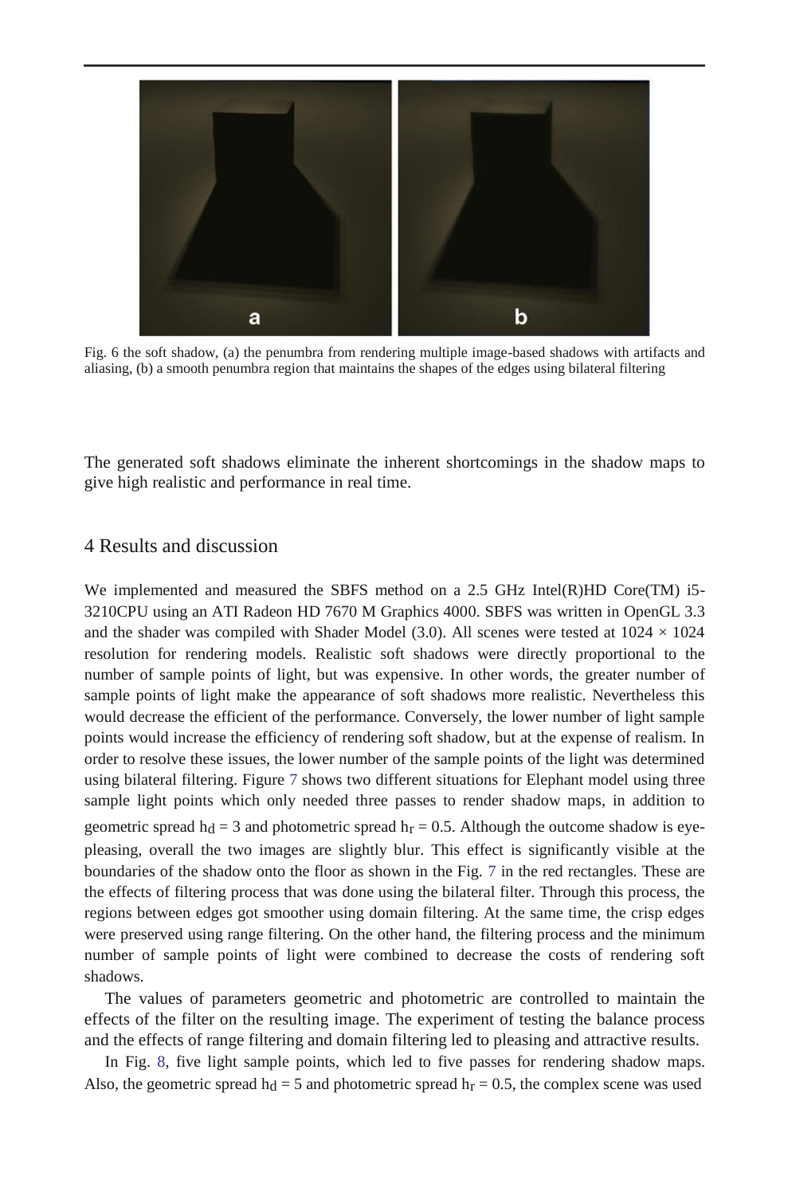Fig. 6 the soft shadow, (a) the penumbra from rendering multiple image-based shadows with artifacts and aliasing, (b) a smooth penumbra region that maintains the shapes of the edges using bilateral filtering

The generated soft shadows eliminate the inherent shortcomings in the shadow maps to give high realistic and performance in real time.

## 4 Results and discussion

We implemented and measured the SBFS method on a 2.5 GHz Intel(R)HD Core(TM) i5-3210CPU using an ATI Radeon HD 7670 M Graphics 4000. SBFS was written in OpenGL 3.3 and the shader was compiled with Shader Model (3.0). All scenes were tested at 1024 × 1024 resolution for rendering models. Realistic soft shadows were directly proportional to the number of sample points of light, but was expensive. In other words, the greater number of sample points of light make the appearance of soft shadows more realistic. Nevertheless this would decrease the efficient of the performance. Conversely, the lower number of light sample points would increase the efficiency of rendering soft shadow, but at the expense of realism. In order to resolve these issues, the lower number of the sample points of the light was determined using bilateral filtering. Figure 7 shows two different situations for Elephant model using three sample light points which only needed three passes to render shadow maps, in addition to geometric spread $h_d = 3$ and photometric spread $h_r = 0.5$. Although the outcome shadow is eye-pleasing, overall the two images are slightly blur. This effect is significantly visible at the boundaries of the shadow onto the floor as shown in the Fig. 7 in the red rectangles. These are the effects of filtering process that was done using the bilateral filter. Through this process, the regions between edges got smoother using domain filtering. At the same time, the crisp edges were preserved using range filtering. On the other hand, the filtering process and the minimum number of sample points of light were combined to decrease the costs of rendering soft shadows.

The values of parameters geometric and photometric are controlled to maintain the effects of the filter on the resulting image. The experiment of testing the balance process and the effects of range filtering and domain filtering led to pleasing and attractive results.

In Fig. 8, five light sample points, which led to five passes for rendering shadow maps. Also, the geometric spread $h_d = 5$ and photometric spread $h_r = 0.5$, the complex scene was used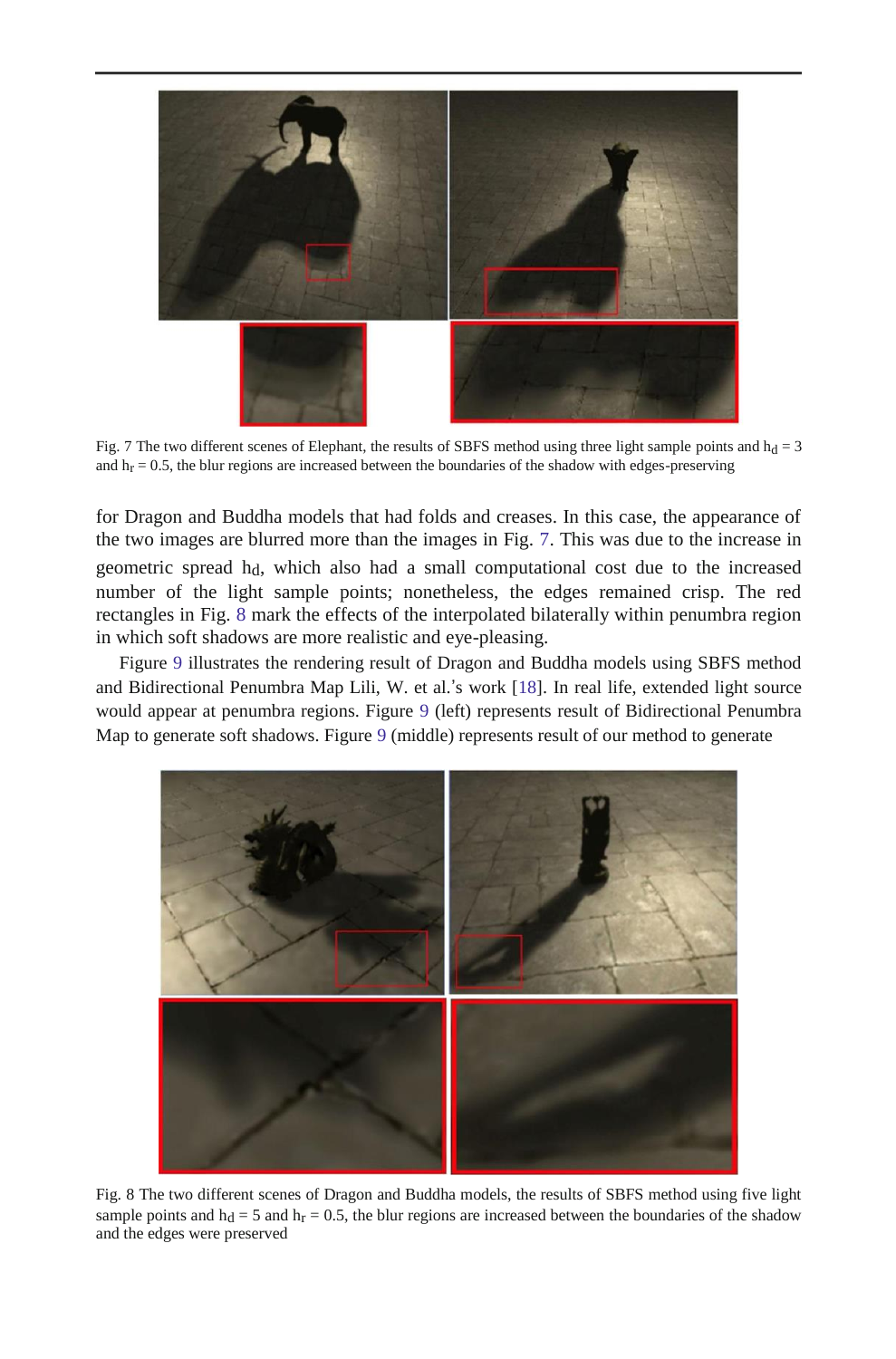Fig. 7 The two different scenes of Elephant, the results of SBFS method using three light sample points and $h_d = 3$ and $h_r = 0.5$, the blur regions are increased between the boundaries of the shadow with edges-preserving

for Dragon and Buddha models that had folds and creases. In this case, the appearance of the two images are blurred more than the images in Fig. 7. This was due to the increase in geometric spread $h_d$, which also had a small computational cost due to the increased number of the light sample points; nonetheless, the edges remained crisp. The red rectangles in Fig. 8 mark the effects of the interpolated bilaterally within penumbra region in which soft shadows are more realistic and eye-pleasing.

Figure 9 illustrates the rendering result of Dragon and Buddha models using SBFS method and Bidirectional Penumbra Map Lili, W. et al.'s work [18]. In real life, extended light source would appear at penumbra regions. Figure 9 (left) represents result of Bidirectional Penumbra Map to generate soft shadows. Figure 9 (middle) represents result of our method to generate

Fig. 8 The two different scenes of Dragon and Buddha models, the results of SBFS method using five light sample points and $h_d = 5$ and $h_r = 0.5$, the blur regions are increased between the boundaries of the shadow and the edges were preserved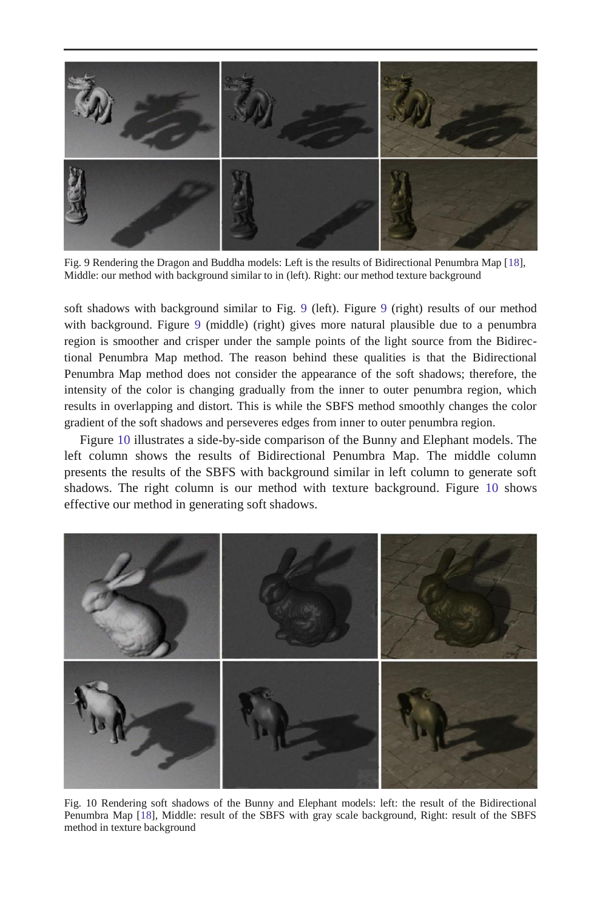Fig. 9 Rendering the Dragon and Buddha models: Left is the results of Bidirectional Penumbra Map [18], Middle: our method with background similar to in (left). Right: our method texture background

soft shadows with background similar to Fig. 9 (left). Figure 9 (right) results of our method with background. Figure 9 (middle) (right) gives more natural plausible due to a penumbra region is smoother and crisper under the sample points of the light source from the Bidirectional Penumbra Map method. The reason behind these qualities is that the Bidirectional Penumbra Map method does not consider the appearance of the soft shadows; therefore, the intensity of the color is changing gradually from the inner to outer penumbra region, which results in overlapping and distort. This is while the SBFS method smoothly changes the color gradient of the soft shadows and perseveres edges from inner to outer penumbra region.

Figure 10 illustrates a side-by-side comparison of the Bunny and Elephant models. The left column shows the results of Bidirectional Penumbra Map. The middle column presents the results of the SBFS with background similar in left column to generate soft shadows. The right column is our method with texture background. Figure 10 shows effective our method in generating soft shadows.

Fig. 10 Rendering soft shadows of the Bunny and Elephant models: left: the result of the Bidirectional Penumbra Map [18], Middle: result of the SBFS with gray scale background, Right: result of the SBFS method in texture background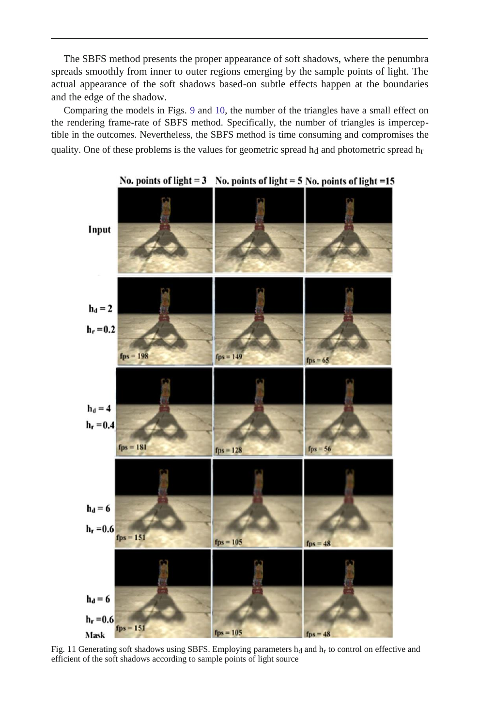The SBFS method presents the proper appearance of soft shadows, where the penumbra spreads smoothly from inner to outer regions emerging by the sample points of light. The actual appearance of the soft shadows based-on subtle effects happen at the boundaries and the edge of the shadow.

Comparing the models in Figs. 9 and 10, the number of the triangles have a small effect on the rendering frame-rate of SBFS method. Specifically, the number of triangles is imperceptible in the outcomes. Nevertheless, the SBFS method is time consuming and compromises the quality. One of these problems is the values for geometric spread $h_d$ and photometric spread $h_r$

Fig. 11 Generating soft shadows using SBFS. Employing parameters $h_d$ and $h_r$ to control on effective and efficient of the soft shadows according to sample points of light source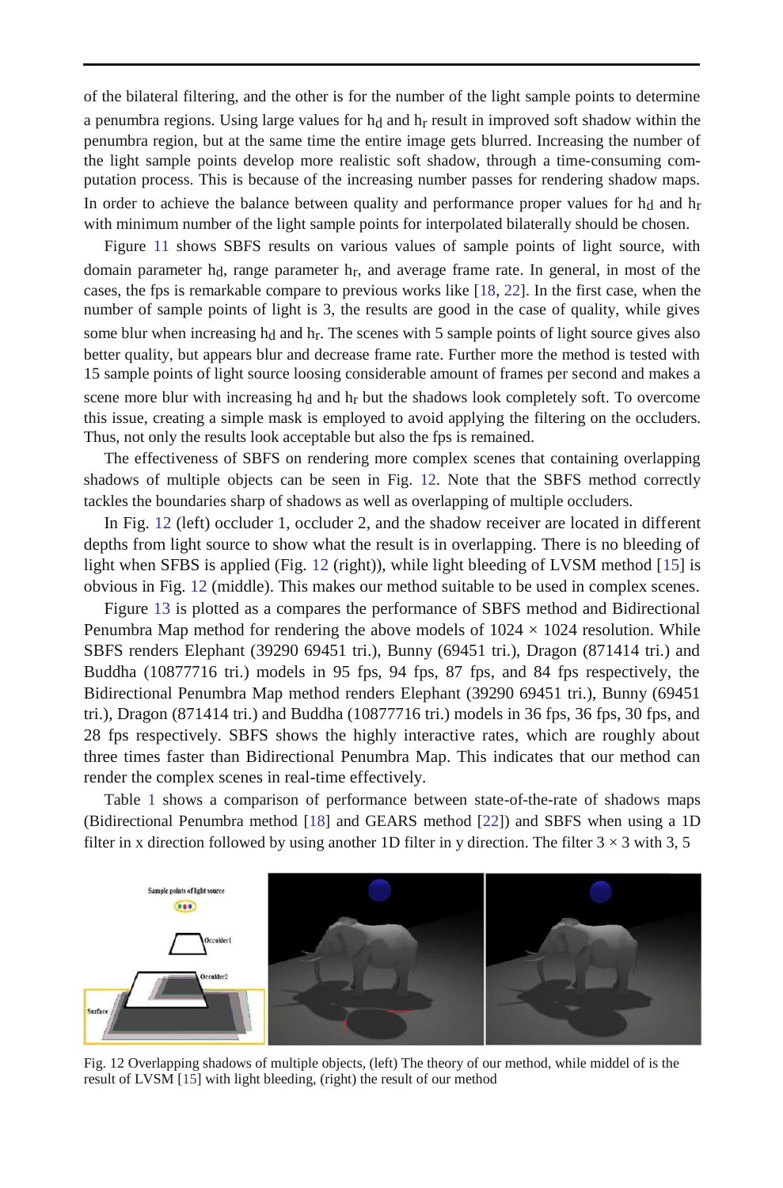of the bilateral filtering, and the other is for the number of the light sample points to determine a penumbra regions. Using large values for $h_d$ and $h_r$ result in improved soft shadow within the penumbra region, but at the same time the entire image gets blurred. Increasing the number of the light sample points develop more realistic soft shadow, through a time-consuming computation process. This is because of the increasing number passes for rendering shadow maps. In order to achieve the balance between quality and performance proper values for $h_d$ and $h_r$ with minimum number of the light sample points for interpolated bilaterally should be chosen.

Figure 11 shows SBFS results on various values of sample points of light source, with domain parameter $h_d$, range parameter $h_r$, and average frame rate. In general, in most of the cases, the fps is remarkable compare to previous works like [18, 22]. In the first case, when the number of sample points of light is 3, the results are good in the case of quality, while gives some blur when increasing $h_d$ and $h_r$. The scenes with 5 sample points of light source gives also better quality, but appears blur and decrease frame rate. Further more the method is tested with 15 sample points of light source loosing considerable amount of frames per second and makes a scene more blur with increasing $h_d$ and $h_r$ but the shadows look completely soft. To overcome this issue, creating a simple mask is employed to avoid applying the filtering on the occluders. Thus, not only the results look acceptable but also the fps is remained.

The effectiveness of SBFS on rendering more complex scenes that containing overlapping shadows of multiple objects can be seen in Fig. 12. Note that the SBFS method correctly tackles the boundaries sharp of shadows as well as overlapping of multiple occluders.

In Fig. 12 (left) occluder 1, occluder 2, and the shadow receiver are located in different depths from light source to show what the result is in overlapping. There is no bleeding of light when SFBS is applied (Fig. 12 (right)), while light bleeding of LVSM method [15] is obvious in Fig. 12 (middle). This makes our method suitable to be used in complex scenes.

Figure 13 is plotted as a compares the performance of SBFS method and Bidirectional Penumbra Map method for rendering the above models of 1024 × 1024 resolution. While SBFS renders Elephant (39290 69451 tri.), Bunny (69451 tri.), Dragon (871414 tri.) and Buddha (10877716 tri.) models in 95 fps, 94 fps, 87 fps, and 84 fps respectively, the Bidirectional Penumbra Map method renders Elephant (39290 69451 tri.), Bunny (69451 tri.), Dragon (871414 tri.) and Buddha (10877716 tri.) models in 36 fps, 36 fps, 30 fps, and 28 fps respectively. SBFS shows the highly interactive rates, which are roughly about three times faster than Bidirectional Penumbra Map. This indicates that our method can render the complex scenes in real-time effectively.

Table 1 shows a comparison of performance between state-of-the-rate of shadows maps (Bidirectional Penumbra method [18] and GEARS method [22]) and SBFS when using a 1D filter in x direction followed by using another 1D filter in y direction. The filter 3 × 3 with 3, 5

Fig. 12 Overlapping shadows of multiple objects, (left) The theory of our method, while middel of is the result of LVSM [15] with light bleeding, (right) the result of our method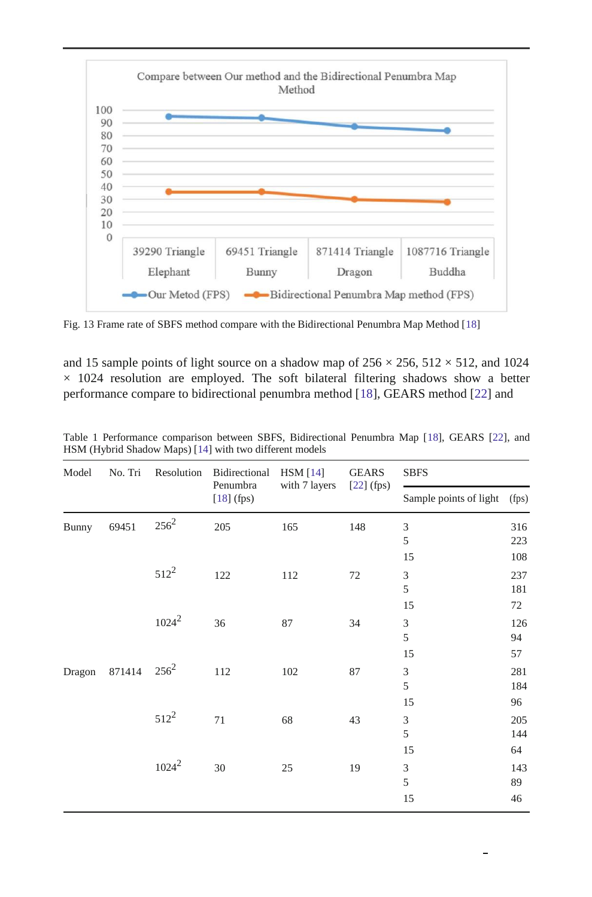Compare between Our method and the Bidirectional Penumbra Map Method

| | 39290 Triangle Elephant | 69451 Triangle Bunny | 871414 Triangle Dragon | 1087716 Triangle Buddha |
|---|---|---|---|---|
| Our Metod (FPS) | | | | |
| Bidirectional Penumbra Map method (FPS) | | | | |

Fig. 13 Frame rate of SBFS method compare with the Bidirectional Penumbra Map Method [18]

and 15 sample points of light source on a shadow map of 256 × 256, 512 × 512, and 1024 × 1024 resolution are employed. The soft bilateral filtering shadows show a better performance compare to bidirectional penumbra method [18], GEARS method [22] and

Table 1 Performance comparison between SBFS, Bidirectional Penumbra Map [18], GEARS [22], and HSM (Hybrid Shadow Maps) [14] with two different models

| Model | No. Tri | Resolution | Bidirectional Penumbra [18] (fps) | HSM [14] with 7 layers | GEARS [22] (fps) | SBFS | |
|---|---|---|---|---|---|---|---|
| | | | | | | Sample points of light | (fps) |
| Bunny | 69451 | $256^2$ | 205 | 165 | 148 | 3 | 316 |
| | | | | | | 5 | 223 |
| | | | | | | 15 | 108 |
| | | $512^2$ | 122 | 112 | 72 | 3 | 237 |
| | | | | | | 5 | 181 |
| | | | | | | 15 | 72 |
| | | $1024^2$ | 36 | 87 | 34 | 3 | 126 |
| | | | | | | 5 | 94 |
| | | | | | | 15 | 57 |
| Dragon | 871414 | $256^2$ | 112 | 102 | 87 | 3 | 281 |
| | | | | | | 5 | 184 |
| | | | | | | 15 | 96 |
| | | $512^2$ | 71 | 68 | 43 | 3 | 205 |
| | | | | | | 5 | 144 |
| | | | | | | 15 | 64 |
| | | $1024^2$ | 30 | 25 | 19 | 3 | 143 |
| | | | | | | 5 | 89 |
| | | | | | | 15 | 46 |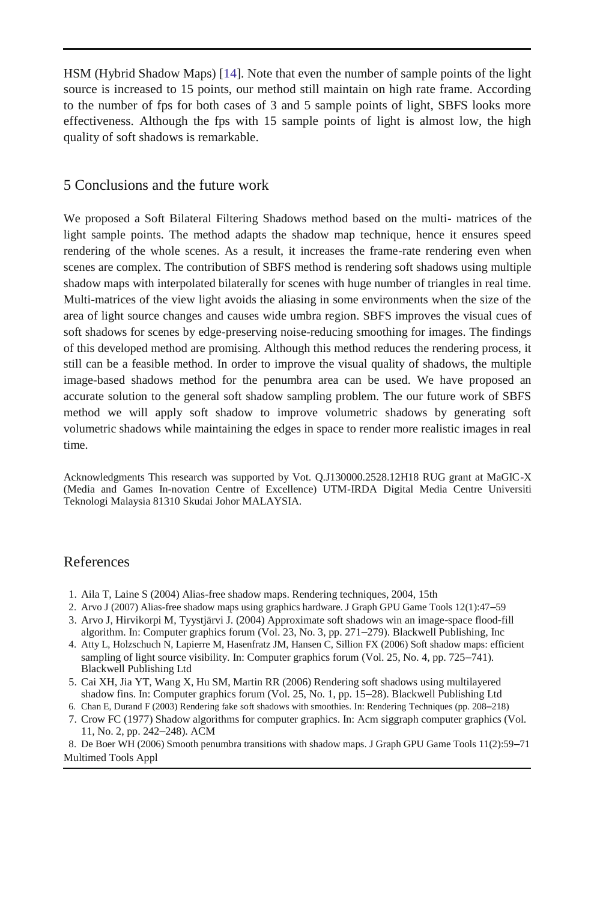HSM (Hybrid Shadow Maps) [14]. Note that even the number of sample points of the light source is increased to 15 points, our method still maintain on high rate frame. According to the number of fps for both cases of 3 and 5 sample points of light, SBFS looks more effectiveness. Although the fps with 15 sample points of light is almost low, the high quality of soft shadows is remarkable.

## 5 Conclusions and the future work

We proposed a Soft Bilateral Filtering Shadows method based on the multi- matrices of the light sample points. The method adapts the shadow map technique, hence it ensures speed rendering of the whole scenes. As a result, it increases the frame-rate rendering even when scenes are complex. The contribution of SBFS method is rendering soft shadows using multiple shadow maps with interpolated bilaterally for scenes with huge number of triangles in real time. Multi-matrices of the view light avoids the aliasing in some environments when the size of the area of light source changes and causes wide umbra region. SBFS improves the visual cues of soft shadows for scenes by edge-preserving noise-reducing smoothing for images. The findings of this developed method are promising. Although this method reduces the rendering process, it still can be a feasible method. In order to improve the visual quality of shadows, the multiple image-based shadows method for the penumbra area can be used. We have proposed an accurate solution to the general soft shadow sampling problem. The our future work of SBFS method we will apply soft shadow to improve volumetric shadows by generating soft volumetric shadows while maintaining the edges in space to render more realistic images in real time.

Acknowledgments This research was supported by Vot. Q.J130000.2528.12H18 RUG grant at MaGIC-X (Media and Games In-novation Centre of Excellence) UTM-IRDA Digital Media Centre Universiti Teknologi Malaysia 81310 Skudai Johor MALAYSIA.

## References

1. Aila T, Laine S (2004) Alias-free shadow maps. Rendering techniques, 2004, 15th
2. Arvo J (2007) Alias-free shadow maps using graphics hardware. J Graph GPU Game Tools 12(1):47–59
3. Arvo J, Hirvikorpi M, Tyystjärvi J. (2004) Approximate soft shadows win an image-space flood-fill algorithm. In: Computer graphics forum (Vol. 23, No. 3, pp. 271–279). Blackwell Publishing, Inc
4. Atty L, Holzschuch N, Lapierre M, Hasenfratz JM, Hansen C, Sillion FX (2006) Soft shadow maps: efficient sampling of light source visibility. In: Computer graphics forum (Vol. 25, No. 4, pp. 725–741). Blackwell Publishing Ltd
5. Cai XH, Jia YT, Wang X, Hu SM, Martin RR (2006) Rendering soft shadows using multilayered shadow fins. In: Computer graphics forum (Vol. 25, No. 1, pp. 15–28). Blackwell Publishing Ltd
6. Chan E, Durand F (2003) Rendering fake soft shadows with smoothies. In: Rendering Techniques (pp. 208–218)
7. Crow FC (1977) Shadow algorithms for computer graphics. In: Acm siggraph computer graphics (Vol. 11, No. 2, pp. 242–248). ACM
8. De Boer WH (2006) Smooth penumbra transitions with shadow maps. J Graph GPU Game Tools 11(2):59–71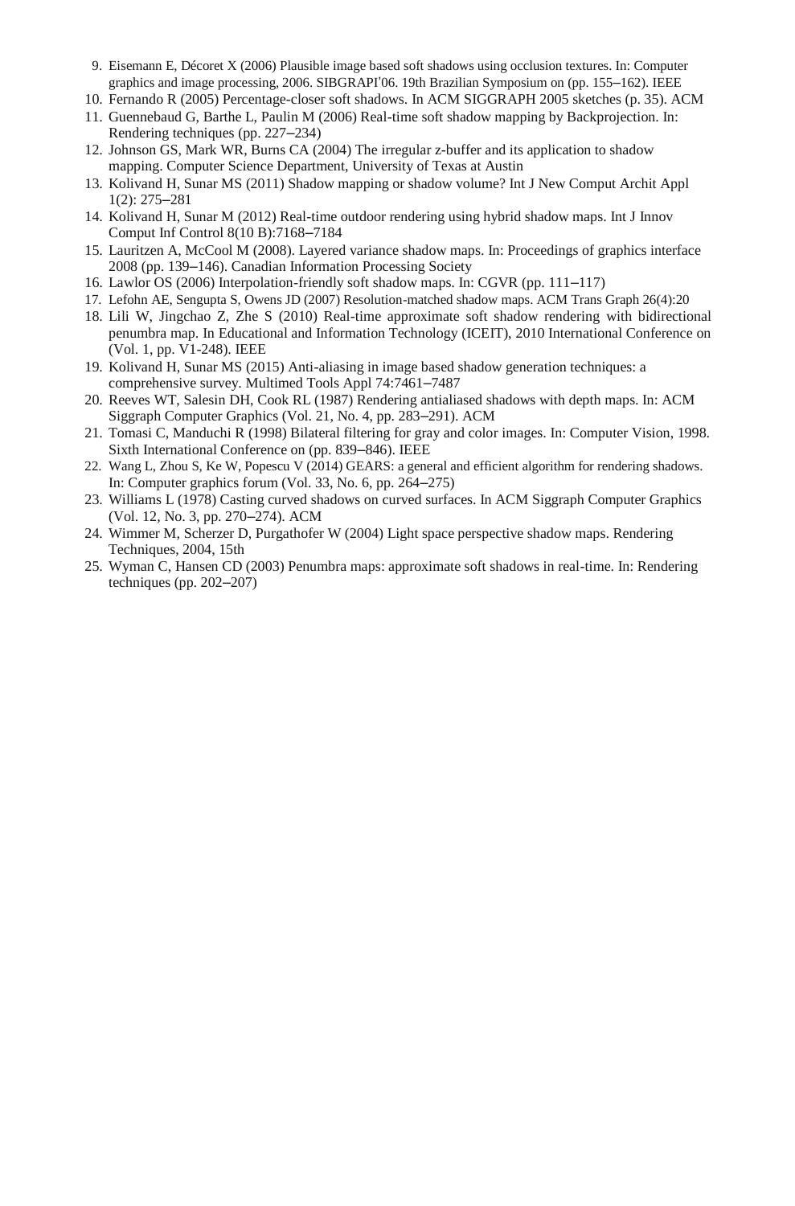9. Eisemann E, Décoret X (2006) Plausible image based soft shadows using occlusion textures. In: Computer graphics and image processing, 2006. SIBGRAPI'06. 19th Brazilian Symposium on (pp. 155–162). IEEE
10. Fernando R (2005) Percentage-closer soft shadows. In ACM SIGGRAPH 2005 sketches (p. 35). ACM
11. Guennebaud G, Barthe L, Paulin M (2006) Real-time soft shadow mapping by Backprojection. In: Rendering techniques (pp. 227–234)
12. Johnson GS, Mark WR, Burns CA (2004) The irregular z-buffer and its application to shadow mapping. Computer Science Department, University of Texas at Austin
13. Kolivand H, Sunar MS (2011) Shadow mapping or shadow volume? Int J New Comput Archit Appl 1(2): 275–281
14. Kolivand H, Sunar M (2012) Real-time outdoor rendering using hybrid shadow maps. Int J Innov Comput Inf Control 8(10 B):7168–7184
15. Lauritzen A, McCool M (2008). Layered variance shadow maps. In: Proceedings of graphics interface 2008 (pp. 139–146). Canadian Information Processing Society
16. Lawlor OS (2006) Interpolation-friendly soft shadow maps. In: CGVR (pp. 111–117)
17. Lefohn AE, Sengupta S, Owens JD (2007) Resolution-matched shadow maps. ACM Trans Graph 26(4):20
18. Lili W, Jingchao Z, Zhe S (2010) Real-time approximate soft shadow rendering with bidirectional penumbra map. In Educational and Information Technology (ICEIT), 2010 International Conference on (Vol. 1, pp. V1-248). IEEE
19. Kolivand H, Sunar MS (2015) Anti-aliasing in image based shadow generation techniques: a comprehensive survey. Multimed Tools Appl 74:7461–7487
20. Reeves WT, Salesin DH, Cook RL (1987) Rendering antialiased shadows with depth maps. In: ACM Siggraph Computer Graphics (Vol. 21, No. 4, pp. 283–291). ACM
21. Tomasi C, Manduchi R (1998) Bilateral filtering for gray and color images. In: Computer Vision, 1998. Sixth International Conference on (pp. 839–846). IEEE
22. Wang L, Zhou S, Ke W, Popescu V (2014) GEARS: a general and efficient algorithm for rendering shadows. In: Computer graphics forum (Vol. 33, No. 6, pp. 264–275)
23. Williams L (1978) Casting curved shadows on curved surfaces. In ACM Siggraph Computer Graphics (Vol. 12, No. 3, pp. 270–274). ACM
24. Wimmer M, Scherzer D, Purgathofer W (2004) Light space perspective shadow maps. Rendering Techniques, 2004, 15th
25. Wyman C, Hansen CD (2003) Penumbra maps: approximate soft shadows in real-time. In: Rendering techniques (pp. 202–207)